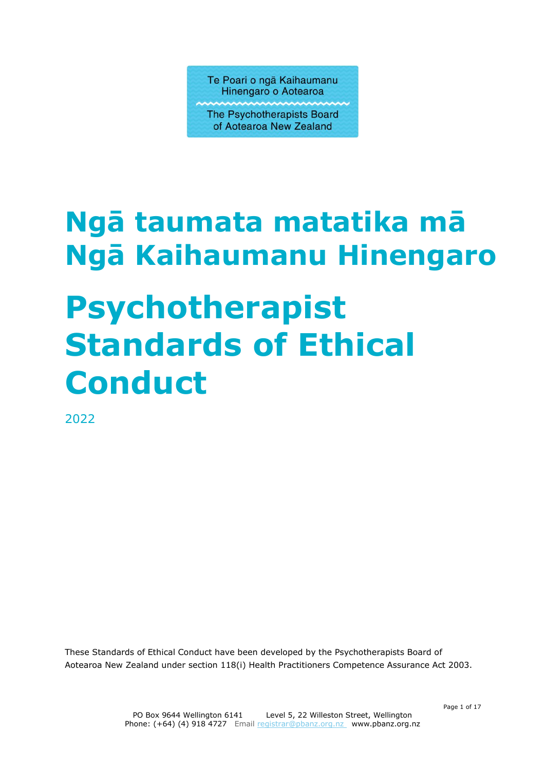Te Poari o ngā Kaihaumanu Hinengaro o Aotearoa

The Psychotherapists Board of Aotearoa New Zealand

# Ngā taumata matatika mā Ngā Kaihaumanu Hinengaro

# Psychotherapist Standards of Ethical Conduct

2022

These Standards of Ethical Conduct have been developed by the Psychotherapists Board of Aotearoa New Zealand under section 118(i) Health Practitioners Competence Assurance Act 2003.

PO Box 9644 Wellington 6141 Level 5, 22 Willeston Street, Wellington
Phone: (+64) (4) 918 4727 Email registrar@pbanz.org.nz www.pbanz.org.nz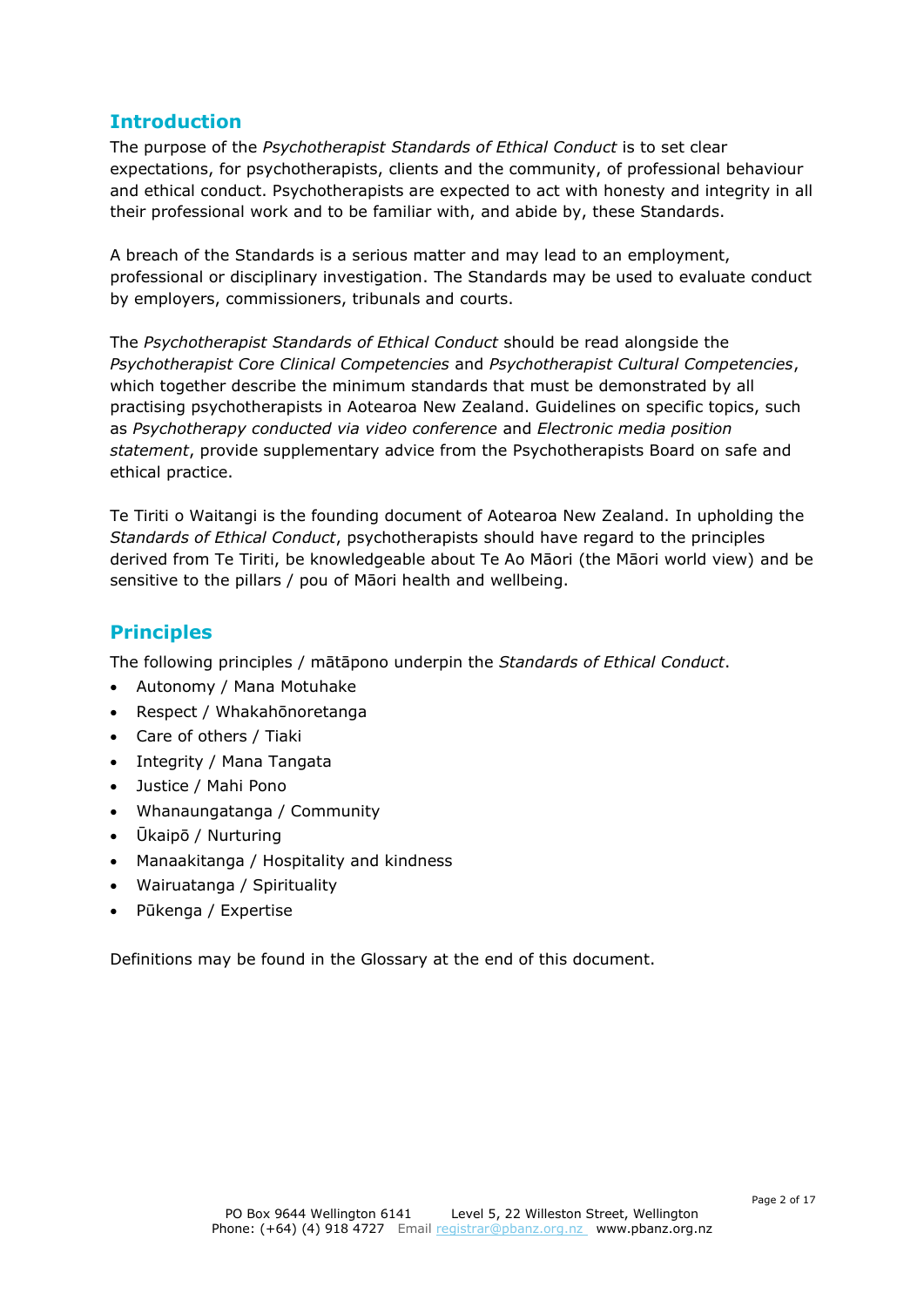## Introduction

The purpose of the *Psychotherapist Standards of Ethical Conduct* is to set clear expectations, for psychotherapists, clients and the community, of professional behaviour and ethical conduct. Psychotherapists are expected to act with honesty and integrity in all their professional work and to be familiar with, and abide by, these Standards.

A breach of the Standards is a serious matter and may lead to an employment, professional or disciplinary investigation. The Standards may be used to evaluate conduct by employers, commissioners, tribunals and courts.

The *Psychotherapist Standards of Ethical Conduct* should be read alongside the *Psychotherapist Core Clinical Competencies* and *Psychotherapist Cultural Competencies*, which together describe the minimum standards that must be demonstrated by all practising psychotherapists in Aotearoa New Zealand. Guidelines on specific topics, such as *Psychotherapy conducted via video conference* and *Electronic media position statement*, provide supplementary advice from the Psychotherapists Board on safe and ethical practice.

Te Tiriti o Waitangi is the founding document of Aotearoa New Zealand. In upholding the *Standards of Ethical Conduct*, psychotherapists should have regard to the principles derived from Te Tiriti, be knowledgeable about Te Ao Māori (the Māori world view) and be sensitive to the pillars / pou of Māori health and wellbeing.

## Principles

The following principles / mātāpono underpin the *Standards of Ethical Conduct*.

- Autonomy / Mana Motuhake
- Respect / Whakahōnoretanga
- Care of others / Tiaki
- Integrity / Mana Tangata
- Justice / Mahi Pono
- Whanaungatanga / Community
- Ūkaipō / Nurturing
- Manaakitanga / Hospitality and kindness
- Wairuatanga / Spirituality
- Pūkenga / Expertise

Definitions may be found in the Glossary at the end of this document.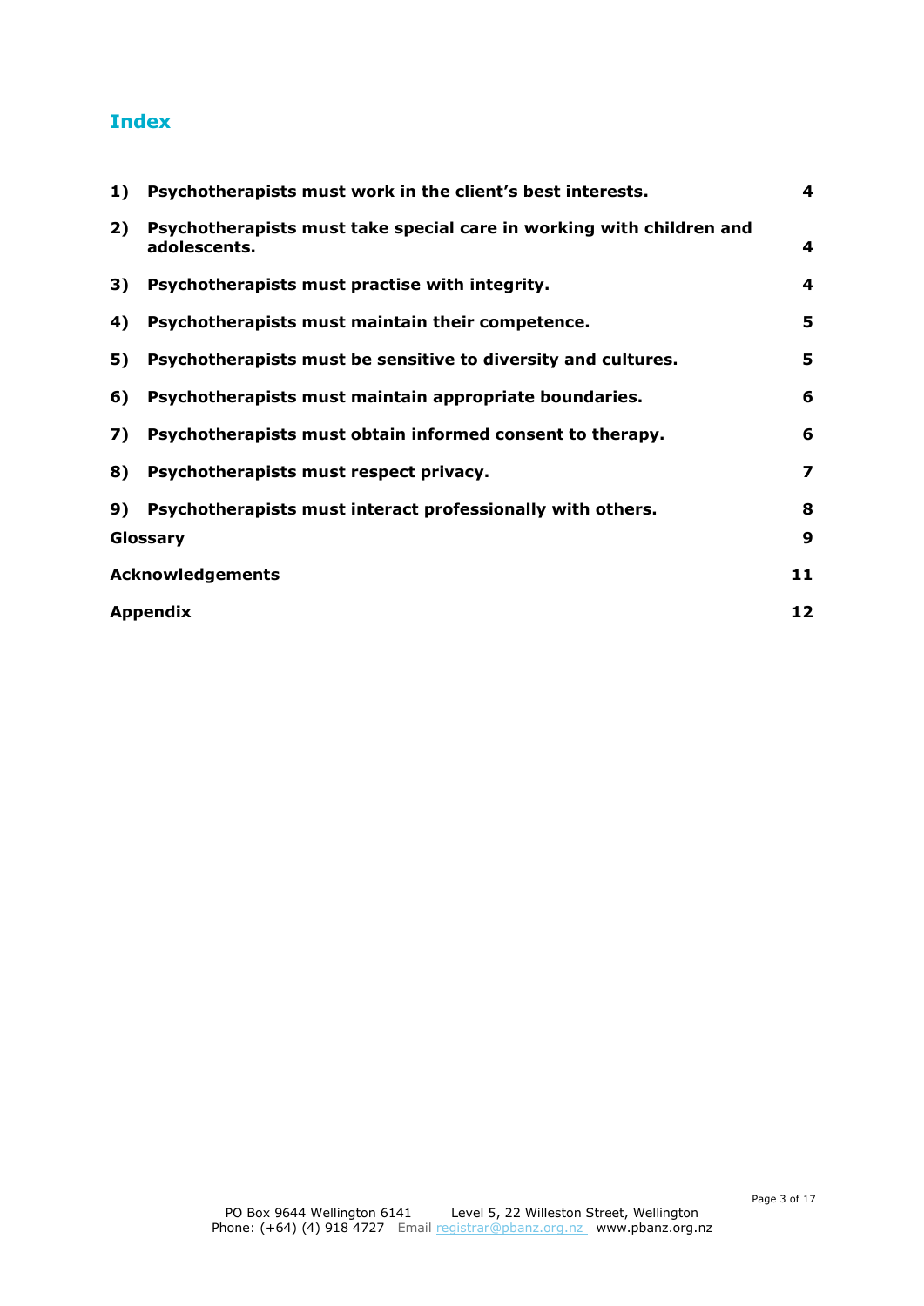## Index

| | | |
|---|---|---|
| **1)** | **Psychotherapists must work in the client's best interests.** | **4** |
| **2)** | **Psychotherapists must take special care in working with children and adolescents.** | **4** |
| **3)** | **Psychotherapists must practise with integrity.** | **4** |
| **4)** | **Psychotherapists must maintain their competence.** | **5** |
| **5)** | **Psychotherapists must be sensitive to diversity and cultures.** | **5** |
| **6)** | **Psychotherapists must maintain appropriate boundaries.** | **6** |
| **7)** | **Psychotherapists must obtain informed consent to therapy.** | **6** |
| **8)** | **Psychotherapists must respect privacy.** | **7** |
| **9)** | **Psychotherapists must interact professionally with others.** | **8** |
| **Glossary** | | **9** |
| **Acknowledgements** | | **11** |
| **Appendix** | | **12** |

PO Box 9644 Wellington 6141 Level 5, 22 Willeston Street, Wellington
Phone: (+64) (4) 918 4727 Email registrar@pbanz.org.nz www.pbanz.org.nz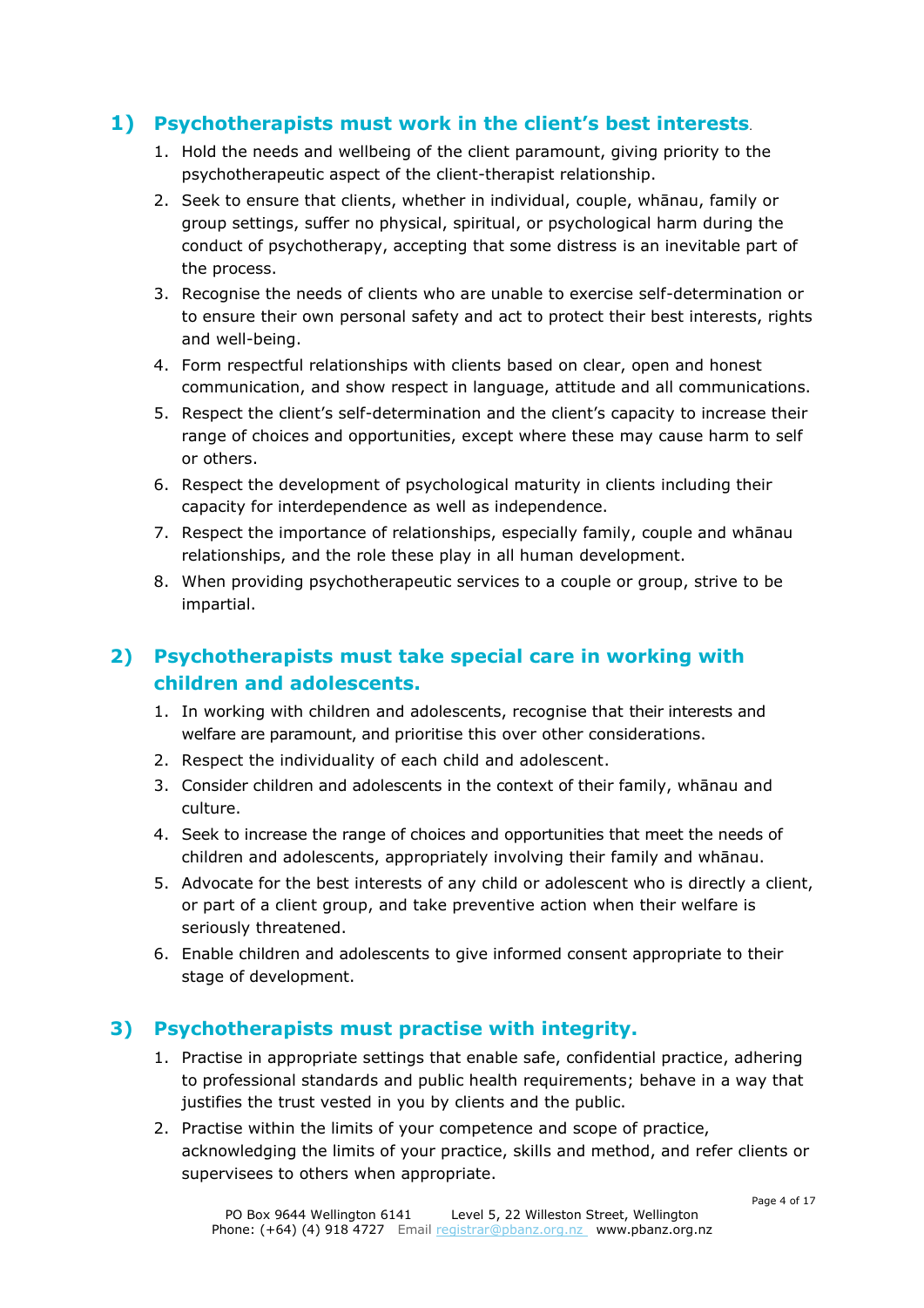## 1) Psychotherapists must work in the client's best interests.

1. Hold the needs and wellbeing of the client paramount, giving priority to the psychotherapeutic aspect of the client-therapist relationship.
2. Seek to ensure that clients, whether in individual, couple, whānau, family or group settings, suffer no physical, spiritual, or psychological harm during the conduct of psychotherapy, accepting that some distress is an inevitable part of the process.
3. Recognise the needs of clients who are unable to exercise self-determination or to ensure their own personal safety and act to protect their best interests, rights and well-being.
4. Form respectful relationships with clients based on clear, open and honest communication, and show respect in language, attitude and all communications.
5. Respect the client's self-determination and the client's capacity to increase their range of choices and opportunities, except where these may cause harm to self or others.
6. Respect the development of psychological maturity in clients including their capacity for interdependence as well as independence.
7. Respect the importance of relationships, especially family, couple and whānau relationships, and the role these play in all human development.
8. When providing psychotherapeutic services to a couple or group, strive to be impartial.

## 2) Psychotherapists must take special care in working with children and adolescents.

1. In working with children and adolescents, recognise that their interests and welfare are paramount, and prioritise this over other considerations.
2. Respect the individuality of each child and adolescent.
3. Consider children and adolescents in the context of their family, whānau and culture.
4. Seek to increase the range of choices and opportunities that meet the needs of children and adolescents, appropriately involving their family and whānau.
5. Advocate for the best interests of any child or adolescent who is directly a client, or part of a client group, and take preventive action when their welfare is seriously threatened.
6. Enable children and adolescents to give informed consent appropriate to their stage of development.

## 3) Psychotherapists must practise with integrity.

1. Practise in appropriate settings that enable safe, confidential practice, adhering to professional standards and public health requirements; behave in a way that justifies the trust vested in you by clients and the public.
2. Practise within the limits of your competence and scope of practice, acknowledging the limits of your practice, skills and method, and refer clients or supervisees to others when appropriate.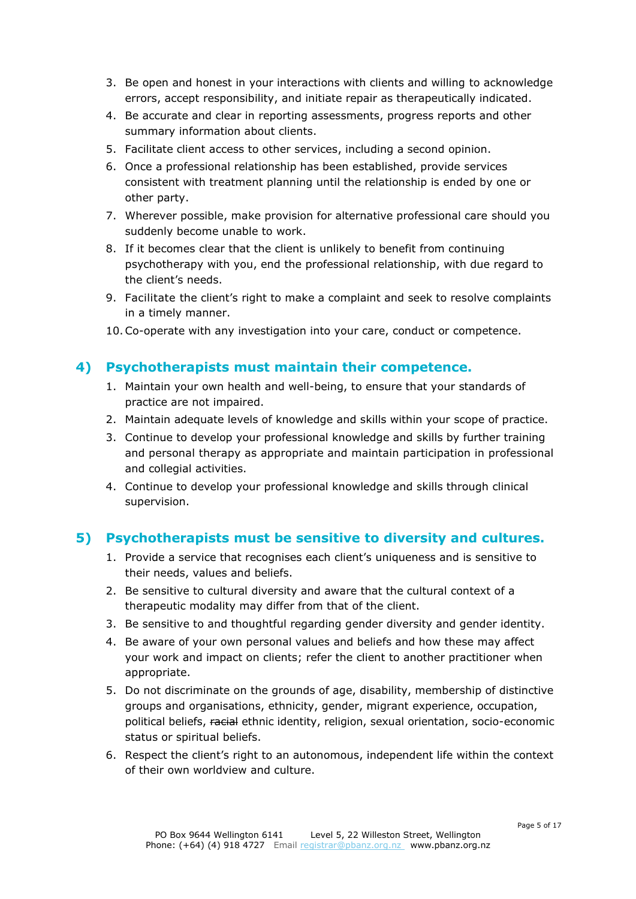3. Be open and honest in your interactions with clients and willing to acknowledge errors, accept responsibility, and initiate repair as therapeutically indicated.
4. Be accurate and clear in reporting assessments, progress reports and other summary information about clients.
5. Facilitate client access to other services, including a second opinion.
6. Once a professional relationship has been established, provide services consistent with treatment planning until the relationship is ended by one or other party.
7. Wherever possible, make provision for alternative professional care should you suddenly become unable to work.
8. If it becomes clear that the client is unlikely to benefit from continuing psychotherapy with you, end the professional relationship, with due regard to the client's needs.
9. Facilitate the client's right to make a complaint and seek to resolve complaints in a timely manner.
10. Co-operate with any investigation into your care, conduct or competence.

## 4) Psychotherapists must maintain their competence.

1. Maintain your own health and well-being, to ensure that your standards of practice are not impaired.
2. Maintain adequate levels of knowledge and skills within your scope of practice.
3. Continue to develop your professional knowledge and skills by further training and personal therapy as appropriate and maintain participation in professional and collegial activities.
4. Continue to develop your professional knowledge and skills through clinical supervision.

## 5) Psychotherapists must be sensitive to diversity and cultures.

1. Provide a service that recognises each client's uniqueness and is sensitive to their needs, values and beliefs.
2. Be sensitive to cultural diversity and aware that the cultural context of a therapeutic modality may differ from that of the client.
3. Be sensitive to and thoughtful regarding gender diversity and gender identity.
4. Be aware of your own personal values and beliefs and how these may affect your work and impact on clients; refer the client to another practitioner when appropriate.
5. Do not discriminate on the grounds of age, disability, membership of distinctive groups and organisations, ethnicity, gender, migrant experience, occupation, political beliefs, ~~racial~~ ethnic identity, religion, sexual orientation, socio-economic status or spiritual beliefs.
6. Respect the client's right to an autonomous, independent life within the context of their own worldview and culture.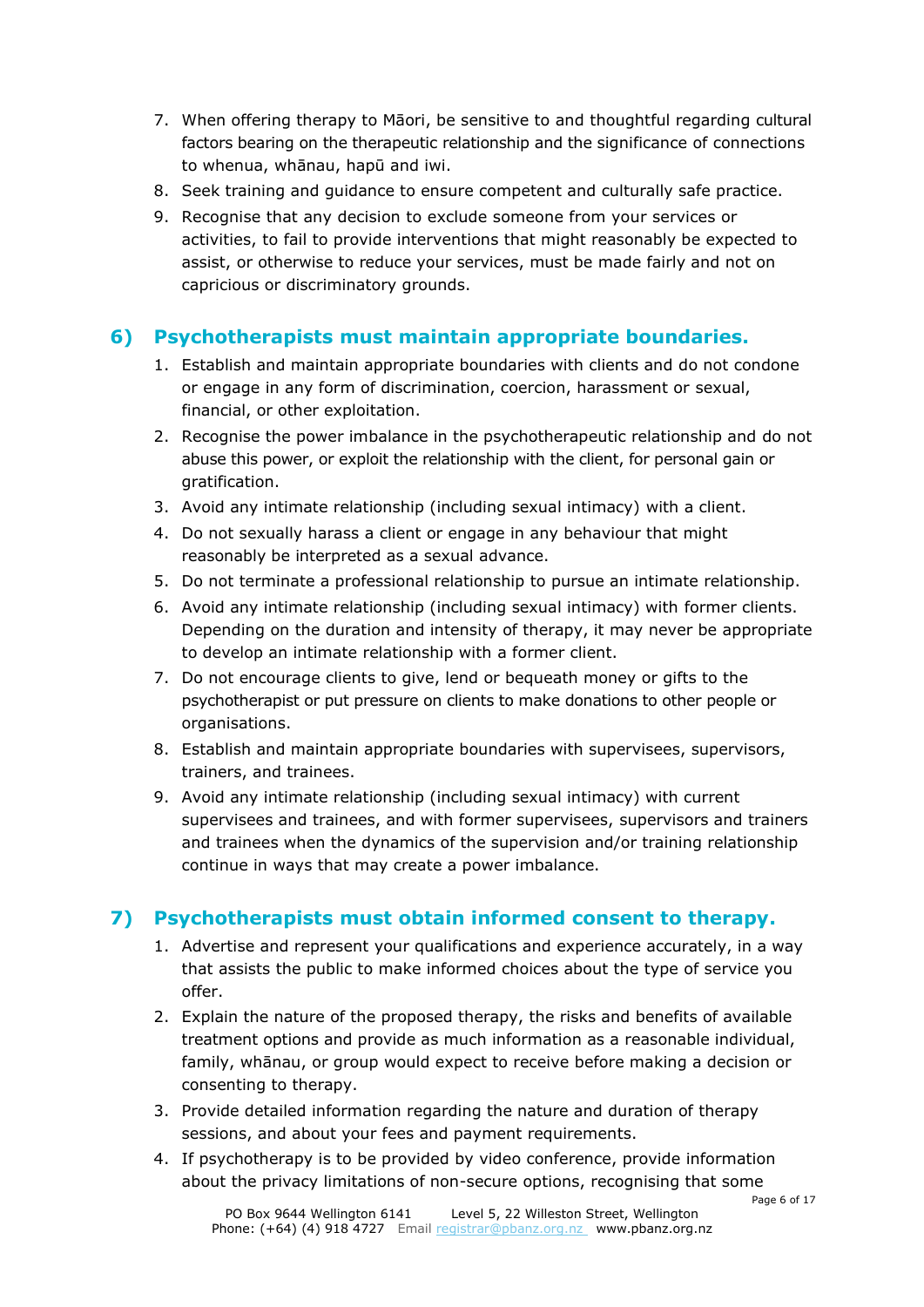7. When offering therapy to Māori, be sensitive to and thoughtful regarding cultural factors bearing on the therapeutic relationship and the significance of connections to whenua, whānau, hapū and iwi.
8. Seek training and guidance to ensure competent and culturally safe practice.
9. Recognise that any decision to exclude someone from your services or activities, to fail to provide interventions that might reasonably be expected to assist, or otherwise to reduce your services, must be made fairly and not on capricious or discriminatory grounds.

## 6) Psychotherapists must maintain appropriate boundaries.

1. Establish and maintain appropriate boundaries with clients and do not condone or engage in any form of discrimination, coercion, harassment or sexual, financial, or other exploitation.
2. Recognise the power imbalance in the psychotherapeutic relationship and do not abuse this power, or exploit the relationship with the client, for personal gain or gratification.
3. Avoid any intimate relationship (including sexual intimacy) with a client.
4. Do not sexually harass a client or engage in any behaviour that might reasonably be interpreted as a sexual advance.
5. Do not terminate a professional relationship to pursue an intimate relationship.
6. Avoid any intimate relationship (including sexual intimacy) with former clients. Depending on the duration and intensity of therapy, it may never be appropriate to develop an intimate relationship with a former client.
7. Do not encourage clients to give, lend or bequeath money or gifts to the psychotherapist or put pressure on clients to make donations to other people or organisations.
8. Establish and maintain appropriate boundaries with supervisees, supervisors, trainers, and trainees.
9. Avoid any intimate relationship (including sexual intimacy) with current supervisees and trainees, and with former supervisees, supervisors and trainers and trainees when the dynamics of the supervision and/or training relationship continue in ways that may create a power imbalance.

## 7) Psychotherapists must obtain informed consent to therapy.

1. Advertise and represent your qualifications and experience accurately, in a way that assists the public to make informed choices about the type of service you offer.
2. Explain the nature of the proposed therapy, the risks and benefits of available treatment options and provide as much information as a reasonable individual, family, whānau, or group would expect to receive before making a decision or consenting to therapy.
3. Provide detailed information regarding the nature and duration of therapy sessions, and about your fees and payment requirements.
4. If psychotherapy is to be provided by video conference, provide information about the privacy limitations of non-secure options, recognising that some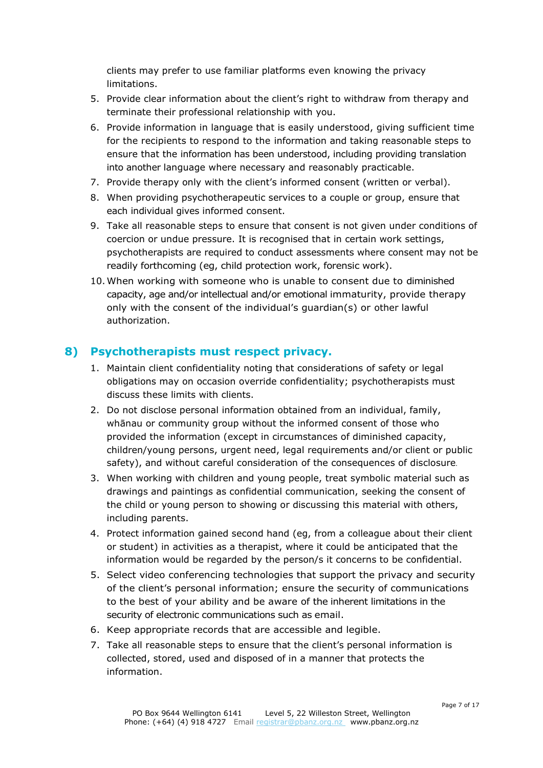clients may prefer to use familiar platforms even knowing the privacy limitations.

5. Provide clear information about the client's right to withdraw from therapy and terminate their professional relationship with you.
6. Provide information in language that is easily understood, giving sufficient time for the recipients to respond to the information and taking reasonable steps to ensure that the information has been understood, including providing translation into another language where necessary and reasonably practicable.
7. Provide therapy only with the client's informed consent (written or verbal).
8. When providing psychotherapeutic services to a couple or group, ensure that each individual gives informed consent.
9. Take all reasonable steps to ensure that consent is not given under conditions of coercion or undue pressure. It is recognised that in certain work settings, psychotherapists are required to conduct assessments where consent may not be readily forthcoming (eg, child protection work, forensic work).
10. When working with someone who is unable to consent due to diminished capacity, age and/or intellectual and/or emotional immaturity, provide therapy only with the consent of the individual's guardian(s) or other lawful authorization.

## 8) Psychotherapists must respect privacy.

1. Maintain client confidentiality noting that considerations of safety or legal obligations may on occasion override confidentiality; psychotherapists must discuss these limits with clients.
2. Do not disclose personal information obtained from an individual, family, whānau or community group without the informed consent of those who provided the information (except in circumstances of diminished capacity, children/young persons, urgent need, legal requirements and/or client or public safety), and without careful consideration of the consequences of disclosure.
3. When working with children and young people, treat symbolic material such as drawings and paintings as confidential communication, seeking the consent of the child or young person to showing or discussing this material with others, including parents.
4. Protect information gained second hand (eg, from a colleague about their client or student) in activities as a therapist, where it could be anticipated that the information would be regarded by the person/s it concerns to be confidential.
5. Select video conferencing technologies that support the privacy and security of the client's personal information; ensure the security of communications to the best of your ability and be aware of the inherent limitations in the security of electronic communications such as email.
6. Keep appropriate records that are accessible and legible.
7. Take all reasonable steps to ensure that the client's personal information is collected, stored, used and disposed of in a manner that protects the information.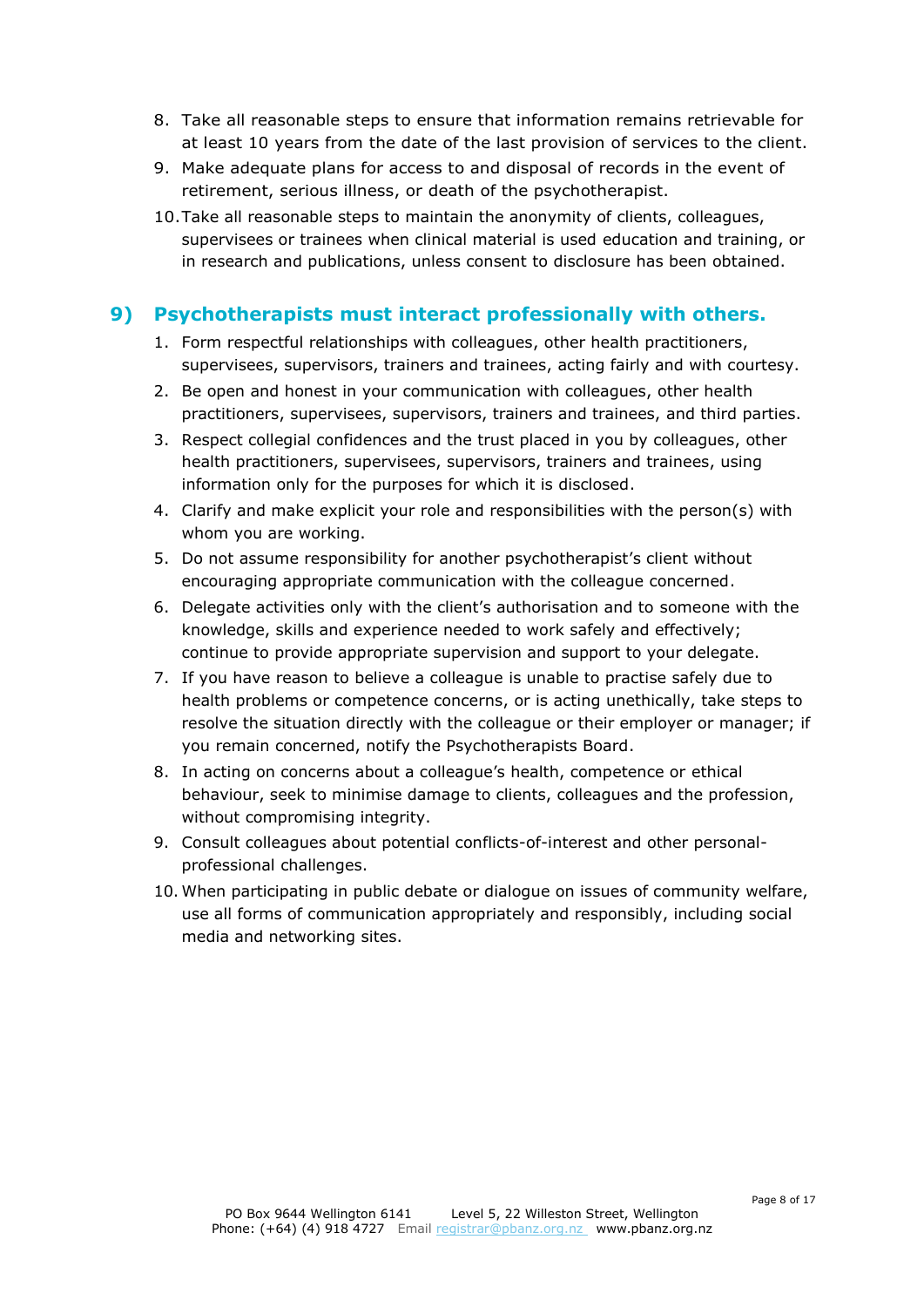8. Take all reasonable steps to ensure that information remains retrievable for at least 10 years from the date of the last provision of services to the client.
9. Make adequate plans for access to and disposal of records in the event of retirement, serious illness, or death of the psychotherapist.
10. Take all reasonable steps to maintain the anonymity of clients, colleagues, supervisees or trainees when clinical material is used education and training, or in research and publications, unless consent to disclosure has been obtained.

## 9) Psychotherapists must interact professionally with others.

1. Form respectful relationships with colleagues, other health practitioners, supervisees, supervisors, trainers and trainees, acting fairly and with courtesy.
2. Be open and honest in your communication with colleagues, other health practitioners, supervisees, supervisors, trainers and trainees, and third parties.
3. Respect collegial confidences and the trust placed in you by colleagues, other health practitioners, supervisees, supervisors, trainers and trainees, using information only for the purposes for which it is disclosed.
4. Clarify and make explicit your role and responsibilities with the person(s) with whom you are working.
5. Do not assume responsibility for another psychotherapist's client without encouraging appropriate communication with the colleague concerned.
6. Delegate activities only with the client's authorisation and to someone with the knowledge, skills and experience needed to work safely and effectively; continue to provide appropriate supervision and support to your delegate.
7. If you have reason to believe a colleague is unable to practise safely due to health problems or competence concerns, or is acting unethically, take steps to resolve the situation directly with the colleague or their employer or manager; if you remain concerned, notify the Psychotherapists Board.
8. In acting on concerns about a colleague's health, competence or ethical behaviour, seek to minimise damage to clients, colleagues and the profession, without compromising integrity.
9. Consult colleagues about potential conflicts-of-interest and other personal-professional challenges.
10. When participating in public debate or dialogue on issues of community welfare, use all forms of communication appropriately and responsibly, including social media and networking sites.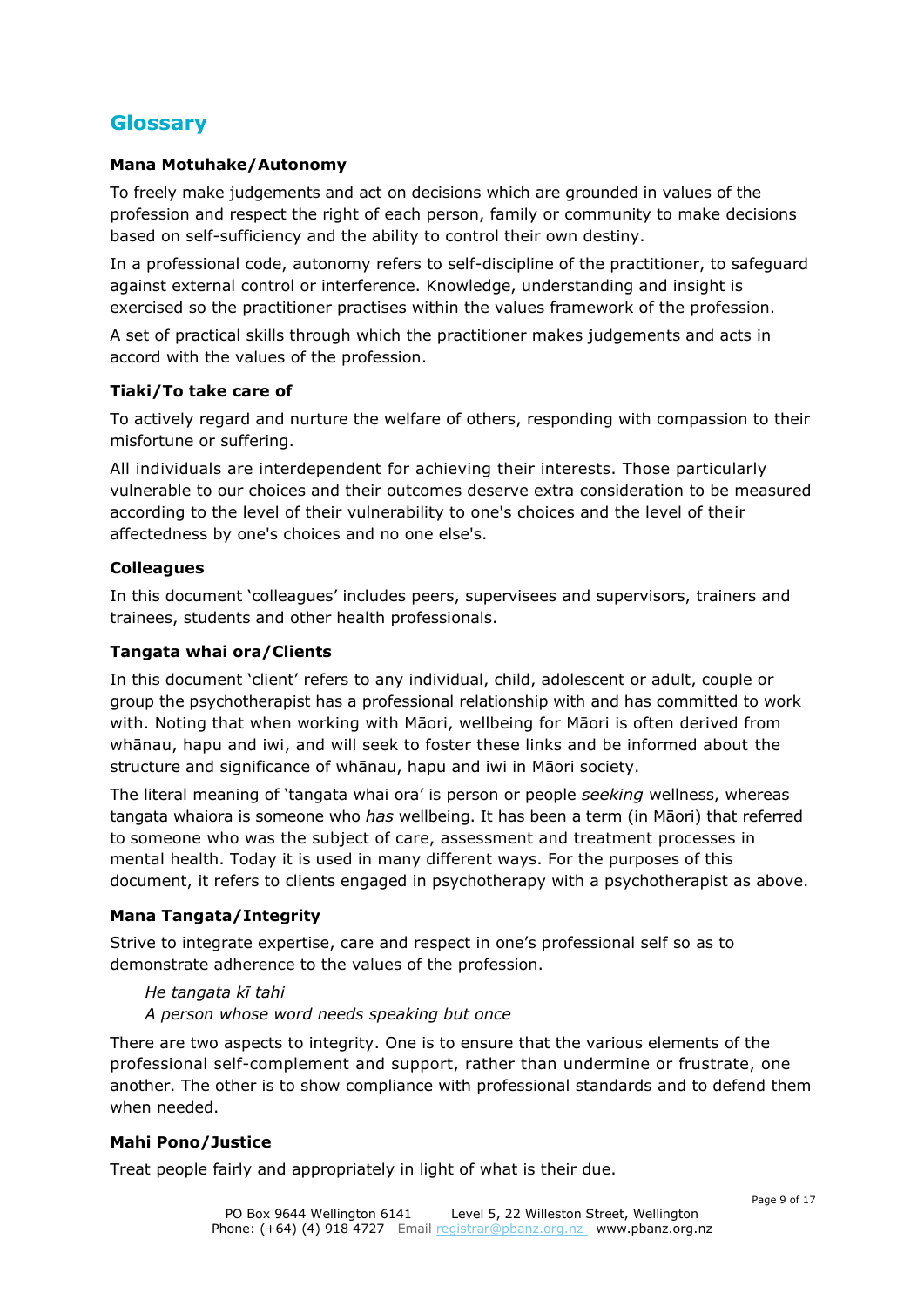## Glossary

### Mana Motuhake/Autonomy

To freely make judgements and act on decisions which are grounded in values of the profession and respect the right of each person, family or community to make decisions based on self-sufficiency and the ability to control their own destiny.

In a professional code, autonomy refers to self-discipline of the practitioner, to safeguard against external control or interference. Knowledge, understanding and insight is exercised so the practitioner practises within the values framework of the profession.

A set of practical skills through which the practitioner makes judgements and acts in accord with the values of the profession.

### Tiaki/To take care of

To actively regard and nurture the welfare of others, responding with compassion to their misfortune or suffering.

All individuals are interdependent for achieving their interests. Those particularly vulnerable to our choices and their outcomes deserve extra consideration to be measured according to the level of their vulnerability to one's choices and the level of their affectedness by one's choices and no one else's.

### Colleagues

In this document 'colleagues' includes peers, supervisees and supervisors, trainers and trainees, students and other health professionals.

### Tangata whai ora/Clients

In this document 'client' refers to any individual, child, adolescent or adult, couple or group the psychotherapist has a professional relationship with and has committed to work with. Noting that when working with Māori, wellbeing for Māori is often derived from whānau, hapu and iwi, and will seek to foster these links and be informed about the structure and significance of whānau, hapu and iwi in Māori society.

The literal meaning of 'tangata whai ora' is person or people *seeking* wellness, whereas tangata whaiora is someone who *has* wellbeing. It has been a term (in Māori) that referred to someone who was the subject of care, assessment and treatment processes in mental health. Today it is used in many different ways. For the purposes of this document, it refers to clients engaged in psychotherapy with a psychotherapist as above.

### Mana Tangata/Integrity

Strive to integrate expertise, care and respect in one's professional self so as to demonstrate adherence to the values of the profession.

> *He tangata kī tahi*
> *A person whose word needs speaking but once*

There are two aspects to integrity. One is to ensure that the various elements of the professional self-complement and support, rather than undermine or frustrate, one another. The other is to show compliance with professional standards and to defend them when needed.

### Mahi Pono/Justice

Treat people fairly and appropriately in light of what is their due.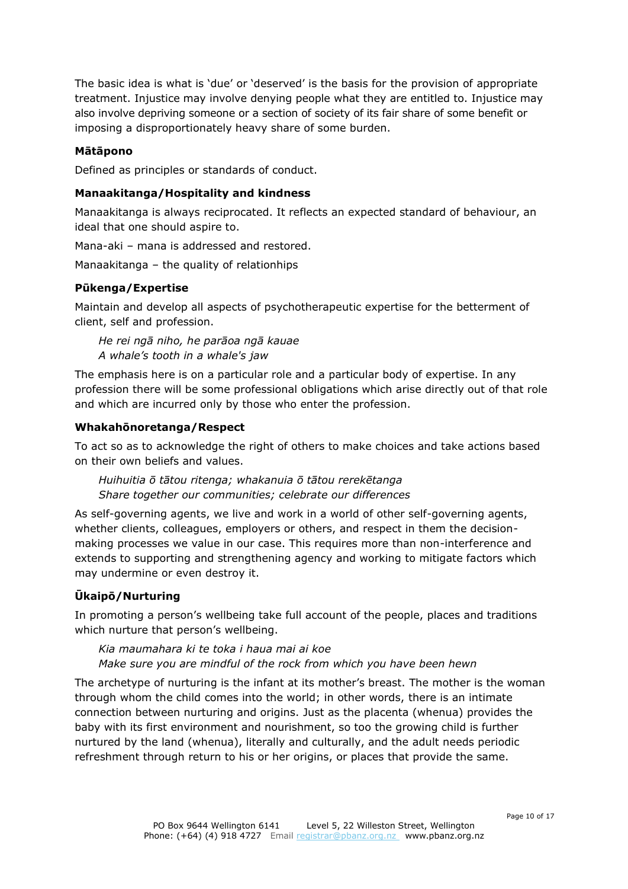The basic idea is what is 'due' or 'deserved' is the basis for the provision of appropriate treatment. Injustice may involve denying people what they are entitled to. Injustice may also involve depriving someone or a section of society of its fair share of some benefit or imposing a disproportionately heavy share of some burden.

**Mātāpono**

Defined as principles or standards of conduct.

**Manaakitanga/Hospitality and kindness**

Manaakitanga is always reciprocated. It reflects an expected standard of behaviour, an ideal that one should aspire to.

Mana-aki – mana is addressed and restored.

Manaakitanga – the quality of relationhips

**Pūkenga/Expertise**

Maintain and develop all aspects of psychotherapeutic expertise for the betterment of client, self and profession.

*He rei ngā niho, he parāoa ngā kauae*
*A whale's tooth in a whale's jaw*

The emphasis here is on a particular role and a particular body of expertise. In any profession there will be some professional obligations which arise directly out of that role and which are incurred only by those who enter the profession.

**Whakahōnoretanga/Respect**

To act so as to acknowledge the right of others to make choices and take actions based on their own beliefs and values.

*Huihuitia ō tātou ritenga; whakanuia ō tātou rerekētanga*
*Share together our communities; celebrate our differences*

As self-governing agents, we live and work in a world of other self-governing agents, whether clients, colleagues, employers or others, and respect in them the decision-making processes we value in our case. This requires more than non-interference and extends to supporting and strengthening agency and working to mitigate factors which may undermine or even destroy it.

**Ūkaipō/Nurturing**

In promoting a person's wellbeing take full account of the people, places and traditions which nurture that person's wellbeing.

*Kia maumahara ki te toka i haua mai ai koe*
*Make sure you are mindful of the rock from which you have been hewn*

The archetype of nurturing is the infant at its mother's breast. The mother is the woman through whom the child comes into the world; in other words, there is an intimate connection between nurturing and origins. Just as the placenta (whenua) provides the baby with its first environment and nourishment, so too the growing child is further nurtured by the land (whenua), literally and culturally, and the adult needs periodic refreshment through return to his or her origins, or places that provide the same.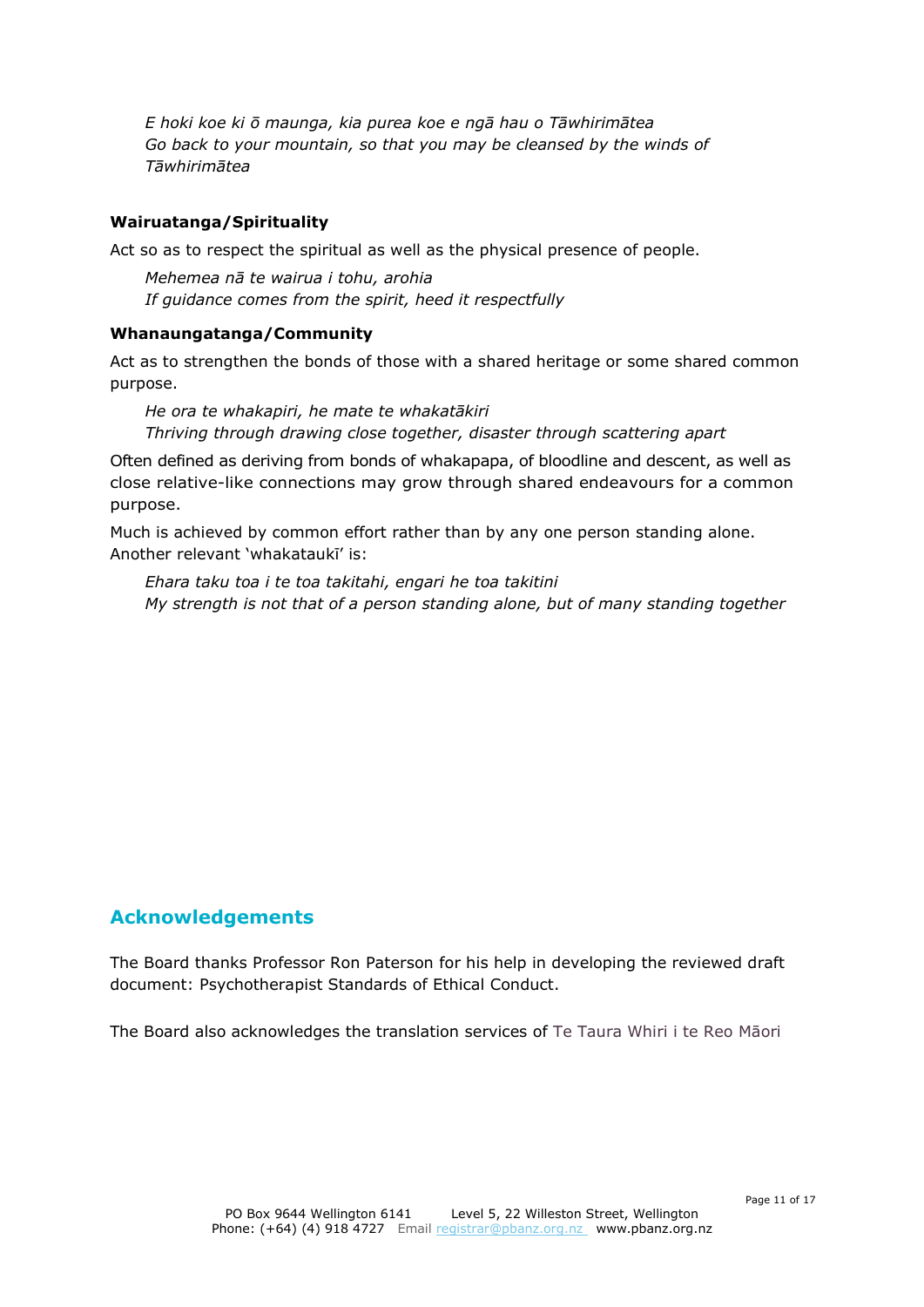*E hoki koe ki ō maunga, kia purea koe e ngā hau o Tāwhirimātea*
*Go back to your mountain, so that you may be cleansed by the winds of Tāwhirimātea*

**Wairuatanga/Spirituality**

Act so as to respect the spiritual as well as the physical presence of people.

*Mehemea nā te wairua i tohu, arohia*
*If guidance comes from the spirit, heed it respectfully*

**Whanaungatanga/Community**

Act as to strengthen the bonds of those with a shared heritage or some shared common purpose.

*He ora te whakapiri, he mate te whakatākiri*
*Thriving through drawing close together, disaster through scattering apart*

Often defined as deriving from bonds of whakapapa, of bloodline and descent, as well as close relative-like connections may grow through shared endeavours for a common purpose.

Much is achieved by common effort rather than by any one person standing alone. Another relevant 'whakataukī' is:

*Ehara taku toa i te toa takitahi, engari he toa takitini*
*My strength is not that of a person standing alone, but of many standing together*

## Acknowledgements

The Board thanks Professor Ron Paterson for his help in developing the reviewed draft document: Psychotherapist Standards of Ethical Conduct.

The Board also acknowledges the translation services of Te Taura Whiri i te Reo Māori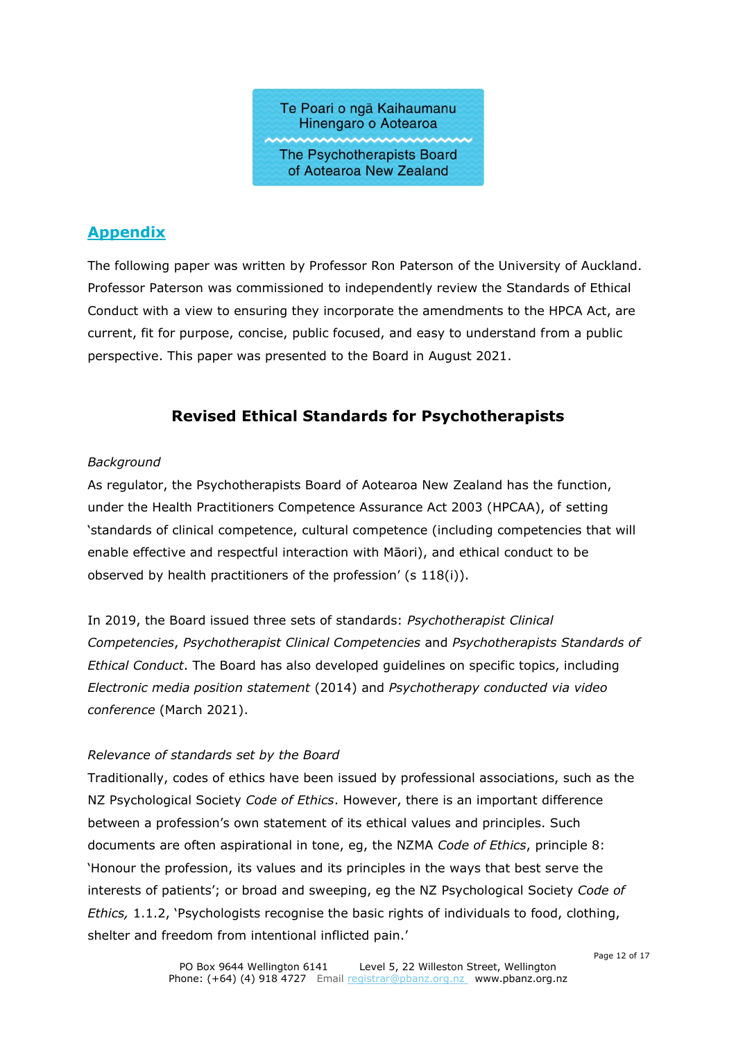Te Poari o ngā Kaihaumanu Hinengaro o Aotearoa

The Psychotherapists Board of Aotearoa New Zealand

## Appendix

The following paper was written by Professor Ron Paterson of the University of Auckland. Professor Paterson was commissioned to independently review the Standards of Ethical Conduct with a view to ensuring they incorporate the amendments to the HPCA Act, are current, fit for purpose, concise, public focused, and easy to understand from a public perspective. This paper was presented to the Board in August 2021.

### Revised Ethical Standards for Psychotherapists

*Background*

As regulator, the Psychotherapists Board of Aotearoa New Zealand has the function, under the Health Practitioners Competence Assurance Act 2003 (HPCAA), of setting 'standards of clinical competence, cultural competence (including competencies that will enable effective and respectful interaction with Māori), and ethical conduct to be observed by health practitioners of the profession' (s 118(i)).

In 2019, the Board issued three sets of standards: *Psychotherapist Clinical Competencies*, *Psychotherapist Clinical Competencies* and *Psychotherapists Standards of Ethical Conduct*. The Board has also developed guidelines on specific topics, including *Electronic media position statement* (2014) and *Psychotherapy conducted via video conference* (March 2021).

*Relevance of standards set by the Board*

Traditionally, codes of ethics have been issued by professional associations, such as the NZ Psychological Society *Code of Ethics*. However, there is an important difference between a profession's own statement of its ethical values and principles. Such documents are often aspirational in tone, eg, the NZMA *Code of Ethics*, principle 8: 'Honour the profession, its values and its principles in the ways that best serve the interests of patients'; or broad and sweeping, eg the NZ Psychological Society *Code of Ethics,* 1.1.2, 'Psychologists recognise the basic rights of individuals to food, clothing, shelter and freedom from intentional inflicted pain.'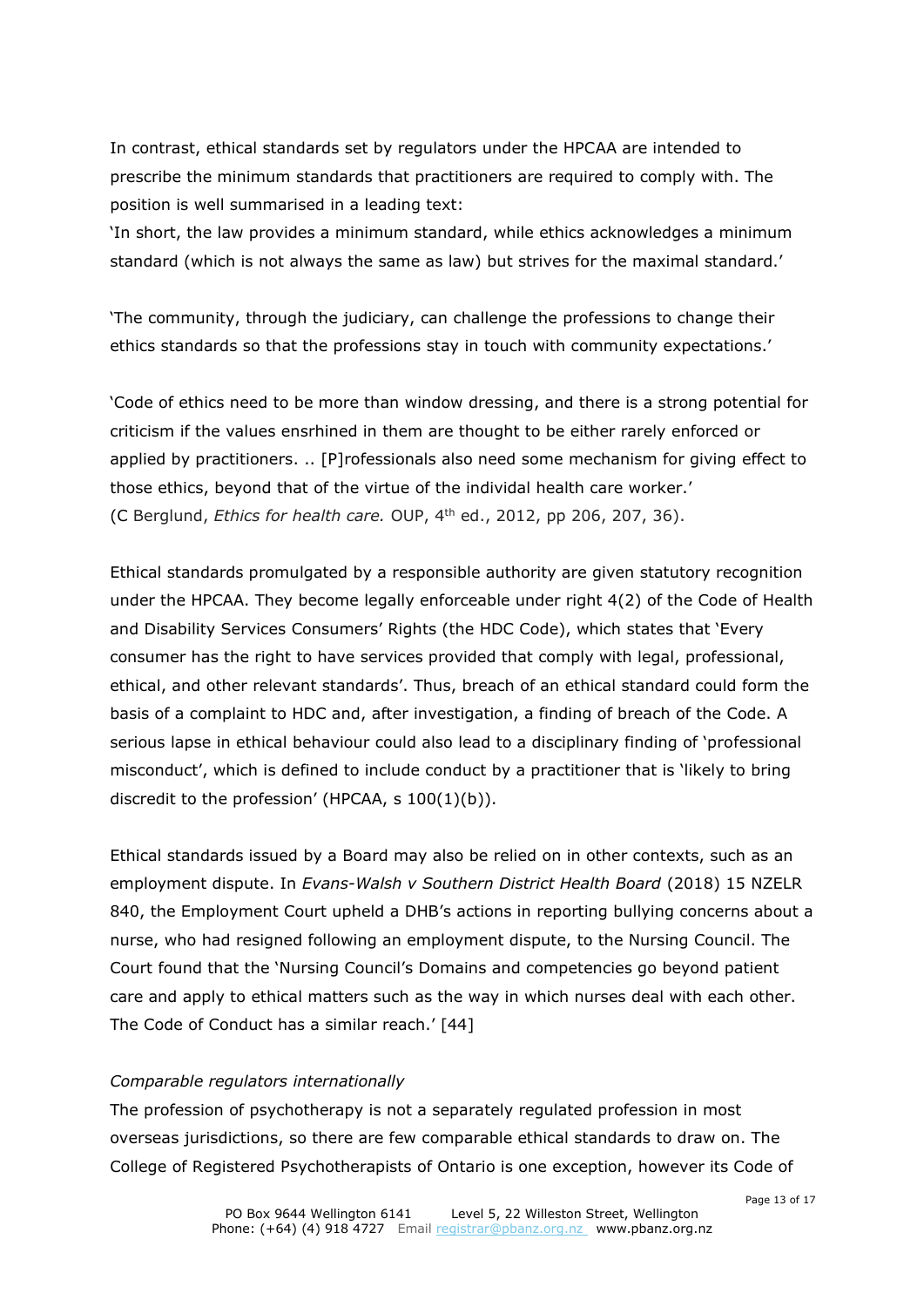In contrast, ethical standards set by regulators under the HPCAA are intended to prescribe the minimum standards that practitioners are required to comply with. The position is well summarised in a leading text:
'In short, the law provides a minimum standard, while ethics acknowledges a minimum standard (which is not always the same as law) but strives for the maximal standard.'

'The community, through the judiciary, can challenge the professions to change their ethics standards so that the professions stay in touch with community expectations.'

'Code of ethics need to be more than window dressing, and there is a strong potential for criticism if the values ensrhined in them are thought to be either rarely enforced or applied by practitioners. .. [P]rofessionals also need some mechanism for giving effect to those ethics, beyond that of the virtue of the individual health care worker.'
(C Berglund, *Ethics for health care.* OUP, 4th ed., 2012, pp 206, 207, 36).

Ethical standards promulgated by a responsible authority are given statutory recognition under the HPCAA. They become legally enforceable under right 4(2) of the Code of Health and Disability Services Consumers' Rights (the HDC Code), which states that 'Every consumer has the right to have services provided that comply with legal, professional, ethical, and other relevant standards'. Thus, breach of an ethical standard could form the basis of a complaint to HDC and, after investigation, a finding of breach of the Code. A serious lapse in ethical behaviour could also lead to a disciplinary finding of 'professional misconduct', which is defined to include conduct by a practitioner that is 'likely to bring discredit to the profession' (HPCAA, s 100(1)(b)).

Ethical standards issued by a Board may also be relied on in other contexts, such as an employment dispute. In *Evans-Walsh v Southern District Health Board* (2018) 15 NZELR 840, the Employment Court upheld a DHB's actions in reporting bullying concerns about a nurse, who had resigned following an employment dispute, to the Nursing Council. The Court found that the 'Nursing Council's Domains and competencies go beyond patient care and apply to ethical matters such as the way in which nurses deal with each other. The Code of Conduct has a similar reach.' [44]

*Comparable regulators internationally*

The profession of psychotherapy is not a separately regulated profession in most overseas jurisdictions, so there are few comparable ethical standards to draw on. The College of Registered Psychotherapists of Ontario is one exception, however its Code of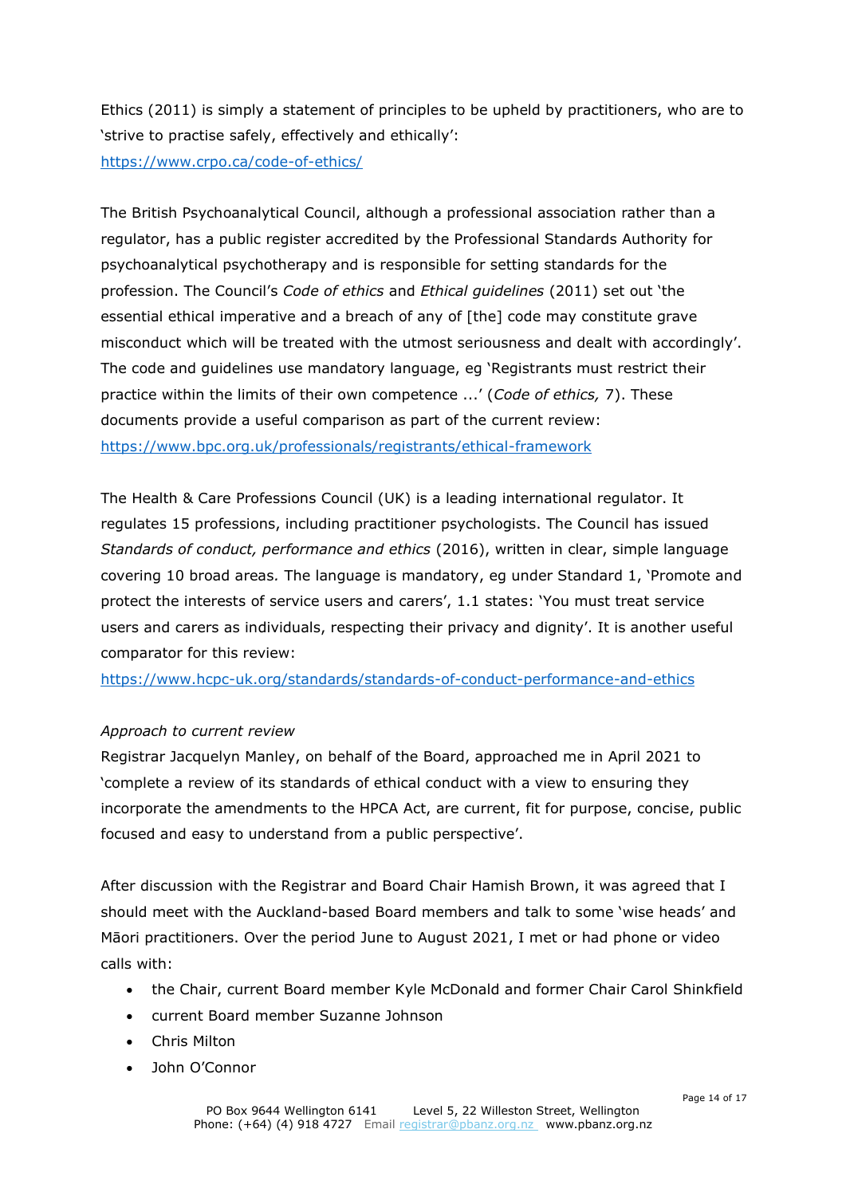Ethics (2011) is simply a statement of principles to be upheld by practitioners, who are to 'strive to practise safely, effectively and ethically':
https://www.crpo.ca/code-of-ethics/

The British Psychoanalytical Council, although a professional association rather than a regulator, has a public register accredited by the Professional Standards Authority for psychoanalytical psychotherapy and is responsible for setting standards for the profession. The Council's *Code of ethics* and *Ethical guidelines* (2011) set out 'the essential ethical imperative and a breach of any of [the] code may constitute grave misconduct which will be treated with the utmost seriousness and dealt with accordingly'. The code and guidelines use mandatory language, eg 'Registrants must restrict their practice within the limits of their own competence ...' (*Code of ethics,* 7). These documents provide a useful comparison as part of the current review:
https://www.bpc.org.uk/professionals/registrants/ethical-framework

The Health & Care Professions Council (UK) is a leading international regulator. It regulates 15 professions, including practitioner psychologists. The Council has issued *Standards of conduct, performance and ethics* (2016), written in clear, simple language covering 10 broad areas. The language is mandatory, eg under Standard 1, 'Promote and protect the interests of service users and carers', 1.1 states: 'You must treat service users and carers as individuals, respecting their privacy and dignity'. It is another useful comparator for this review:
https://www.hcpc-uk.org/standards/standards-of-conduct-performance-and-ethics

*Approach to current review*

Registrar Jacquelyn Manley, on behalf of the Board, approached me in April 2021 to 'complete a review of its standards of ethical conduct with a view to ensuring they incorporate the amendments to the HPCA Act, are current, fit for purpose, concise, public focused and easy to understand from a public perspective'.

After discussion with the Registrar and Board Chair Hamish Brown, it was agreed that I should meet with the Auckland-based Board members and talk to some 'wise heads' and Māori practitioners. Over the period June to August 2021, I met or had phone or video calls with:

- the Chair, current Board member Kyle McDonald and former Chair Carol Shinkfield
- current Board member Suzanne Johnson
- Chris Milton
- John O'Connor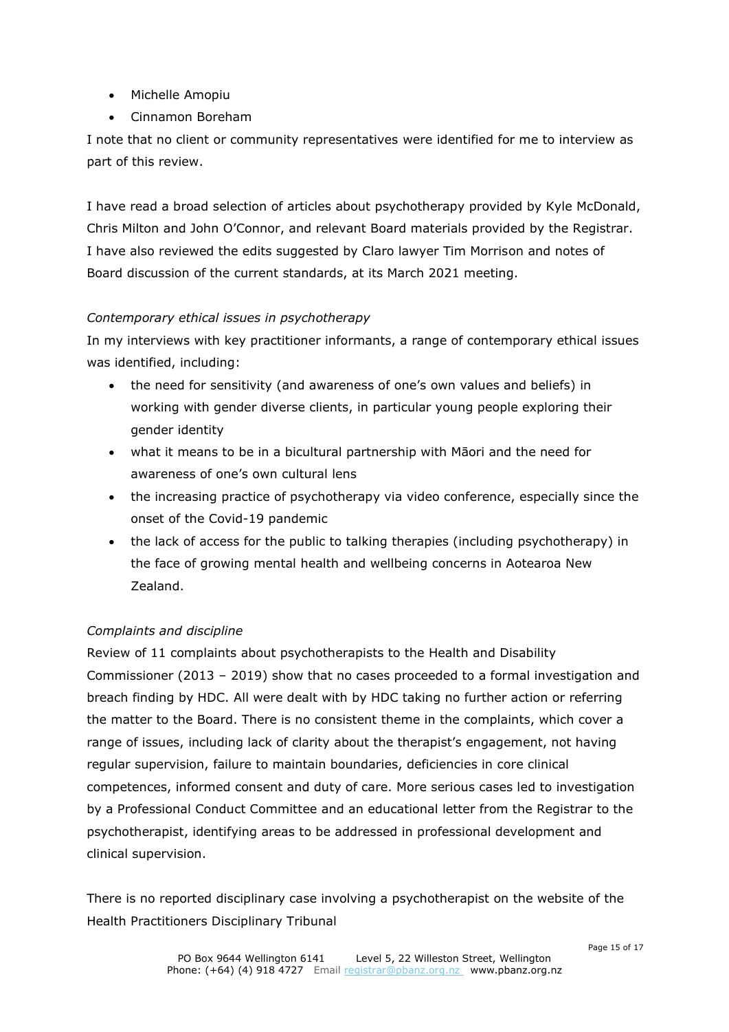- Michelle Amopiu
- Cinnamon Boreham

I note that no client or community representatives were identified for me to interview as part of this review.

I have read a broad selection of articles about psychotherapy provided by Kyle McDonald, Chris Milton and John O'Connor, and relevant Board materials provided by the Registrar. I have also reviewed the edits suggested by Claro lawyer Tim Morrison and notes of Board discussion of the current standards, at its March 2021 meeting.

*Contemporary ethical issues in psychotherapy*

In my interviews with key practitioner informants, a range of contemporary ethical issues was identified, including:

- the need for sensitivity (and awareness of one's own values and beliefs) in working with gender diverse clients, in particular young people exploring their gender identity
- what it means to be in a bicultural partnership with Māori and the need for awareness of one's own cultural lens
- the increasing practice of psychotherapy via video conference, especially since the onset of the Covid-19 pandemic
- the lack of access for the public to talking therapies (including psychotherapy) in the face of growing mental health and wellbeing concerns in Aotearoa New Zealand.

*Complaints and discipline*

Review of 11 complaints about psychotherapists to the Health and Disability Commissioner (2013 – 2019) show that no cases proceeded to a formal investigation and breach finding by HDC. All were dealt with by HDC taking no further action or referring the matter to the Board. There is no consistent theme in the complaints, which cover a range of issues, including lack of clarity about the therapist's engagement, not having regular supervision, failure to maintain boundaries, deficiencies in core clinical competences, informed consent and duty of care. More serious cases led to investigation by a Professional Conduct Committee and an educational letter from the Registrar to the psychotherapist, identifying areas to be addressed in professional development and clinical supervision.

There is no reported disciplinary case involving a psychotherapist on the website of the Health Practitioners Disciplinary Tribunal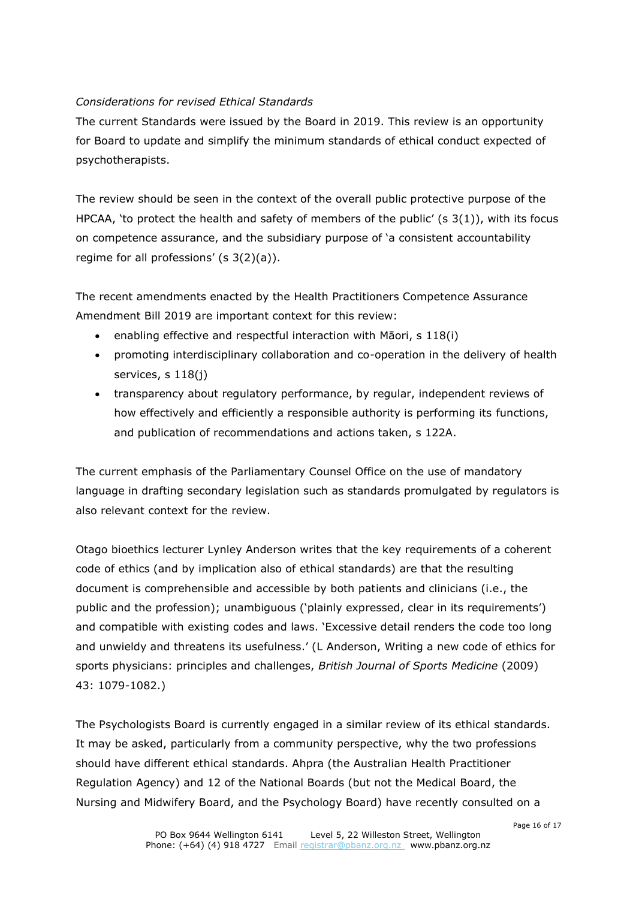*Considerations for revised Ethical Standards*

The current Standards were issued by the Board in 2019. This review is an opportunity for Board to update and simplify the minimum standards of ethical conduct expected of psychotherapists.

The review should be seen in the context of the overall public protective purpose of the HPCAA, 'to protect the health and safety of members of the public' (s 3(1)), with its focus on competence assurance, and the subsidiary purpose of 'a consistent accountability regime for all professions' (s 3(2)(a)).

The recent amendments enacted by the Health Practitioners Competence Assurance Amendment Bill 2019 are important context for this review:

- enabling effective and respectful interaction with Māori, s 118(i)
- promoting interdisciplinary collaboration and co-operation in the delivery of health services, s 118(j)
- transparency about regulatory performance, by regular, independent reviews of how effectively and efficiently a responsible authority is performing its functions, and publication of recommendations and actions taken, s 122A.

The current emphasis of the Parliamentary Counsel Office on the use of mandatory language in drafting secondary legislation such as standards promulgated by regulators is also relevant context for the review.

Otago bioethics lecturer Lynley Anderson writes that the key requirements of a coherent code of ethics (and by implication also of ethical standards) are that the resulting document is comprehensible and accessible by both patients and clinicians (i.e., the public and the profession); unambiguous ('plainly expressed, clear in its requirements') and compatible with existing codes and laws. 'Excessive detail renders the code too long and unwieldy and threatens its usefulness.' (L Anderson, Writing a new code of ethics for sports physicians: principles and challenges, *British Journal of Sports Medicine* (2009) 43: 1079-1082.)

The Psychologists Board is currently engaged in a similar review of its ethical standards. It may be asked, particularly from a community perspective, why the two professions should have different ethical standards. Ahpra (the Australian Health Practitioner Regulation Agency) and 12 of the National Boards (but not the Medical Board, the Nursing and Midwifery Board, and the Psychology Board) have recently consulted on a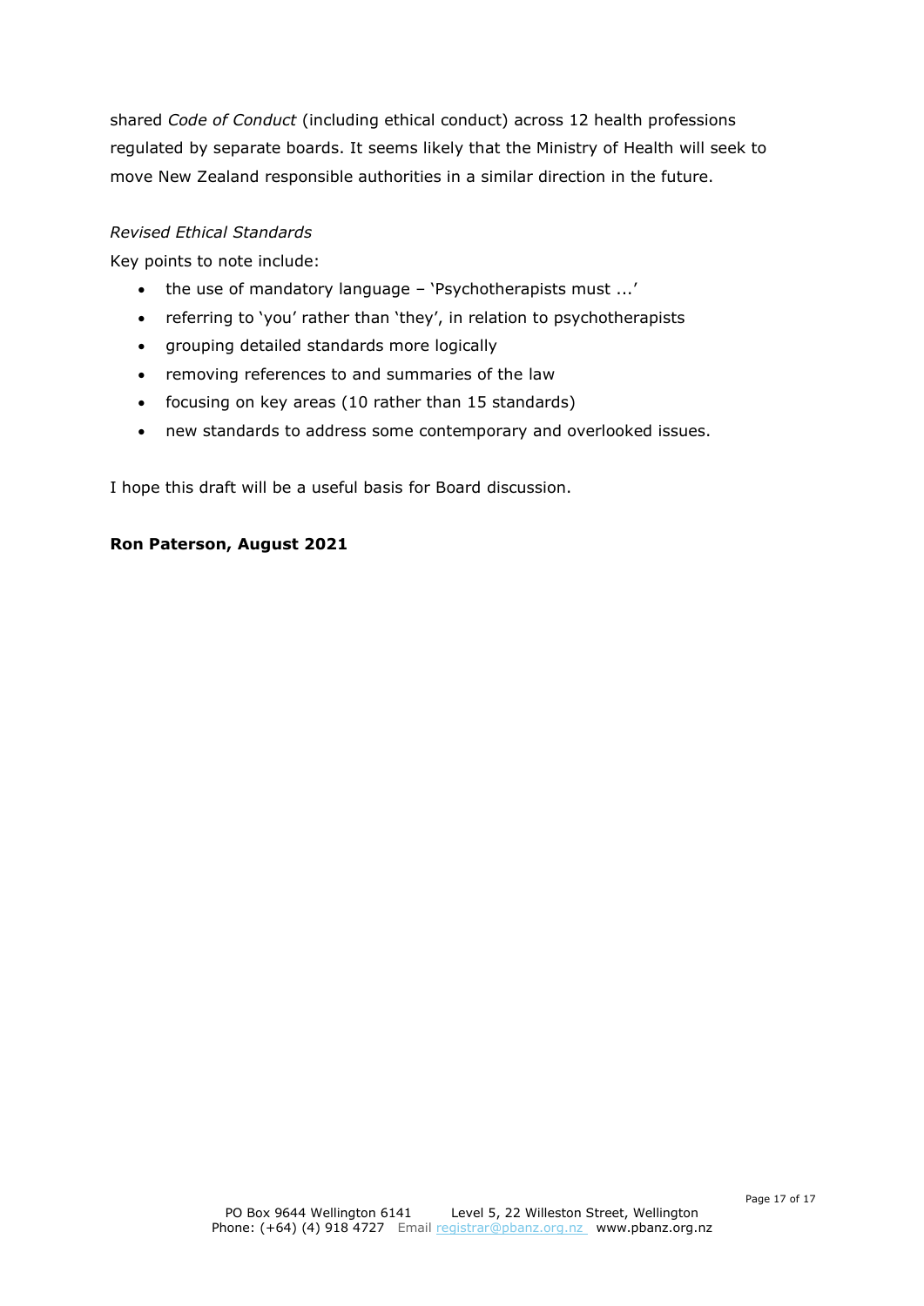shared *Code of Conduct* (including ethical conduct) across 12 health professions regulated by separate boards. It seems likely that the Ministry of Health will seek to move New Zealand responsible authorities in a similar direction in the future.

*Revised Ethical Standards*

Key points to note include:

- the use of mandatory language – 'Psychotherapists must ...'
- referring to 'you' rather than 'they', in relation to psychotherapists
- grouping detailed standards more logically
- removing references to and summaries of the law
- focusing on key areas (10 rather than 15 standards)
- new standards to address some contemporary and overlooked issues.

I hope this draft will be a useful basis for Board discussion.

**Ron Paterson, August 2021**